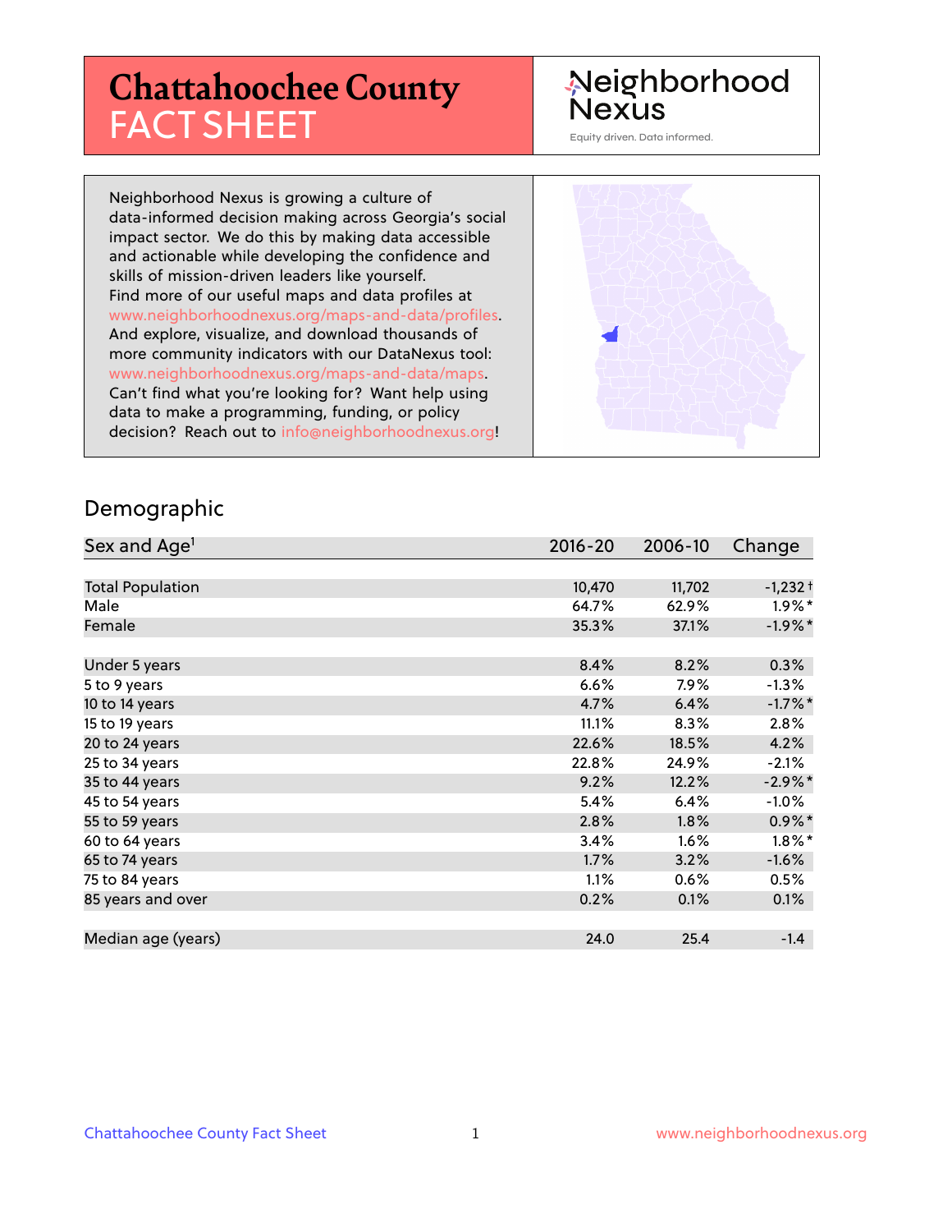# Chattahoochee County FACT SHEET

Neighborhood Nexus

Equity driven. Data informed.

Neighborhood Nexus is growing a culture of data-informed decision making across Georgia's social impact sector. We do this by making data accessible and actionable while developing the confidence and skills of mission-driven leaders like yourself. Find more of our useful maps and data profiles at www.neighborhoodnexus.org/maps-and-data/profiles. And explore, visualize, and download thousands of more community indicators with our DataNexus tool: www.neighborhoodnexus.org/maps-and-data/maps. Can't find what you're looking for? Want help using data to make a programming, funding, or policy decision? Reach out to info@neighborhoodnexus.org!

## Demographic

| Sex and Age[1] | 2016-20 | 2006-10 | Change |
|---|---|---|---|
| Total Population | 10,470 | 11,702 | -1,232 † |
| Male | 64.7% | 62.9% | 1.9%* |
| Female | 35.3% | 37.1% | -1.9%* |
| | | | |
| Under 5 years | 8.4% | 8.2% | 0.3% |
| 5 to 9 years | 6.6% | 7.9% | -1.3% |
| 10 to 14 years | 4.7% | 6.4% | -1.7%* |
| 15 to 19 years | 11.1% | 8.3% | 2.8% |
| 20 to 24 years | 22.6% | 18.5% | 4.2% |
| 25 to 34 years | 22.8% | 24.9% | -2.1% |
| 35 to 44 years | 9.2% | 12.2% | -2.9%* |
| 45 to 54 years | 5.4% | 6.4% | -1.0% |
| 55 to 59 years | 2.8% | 1.8% | 0.9%* |
| 60 to 64 years | 3.4% | 1.6% | 1.8%* |
| 65 to 74 years | 1.7% | 3.2% | -1.6% |
| 75 to 84 years | 1.1% | 0.6% | 0.5% |
| 85 years and over | 0.2% | 0.1% | 0.1% |
| | | | |
| Median age (years) | 24.0 | 25.4 | -1.4 |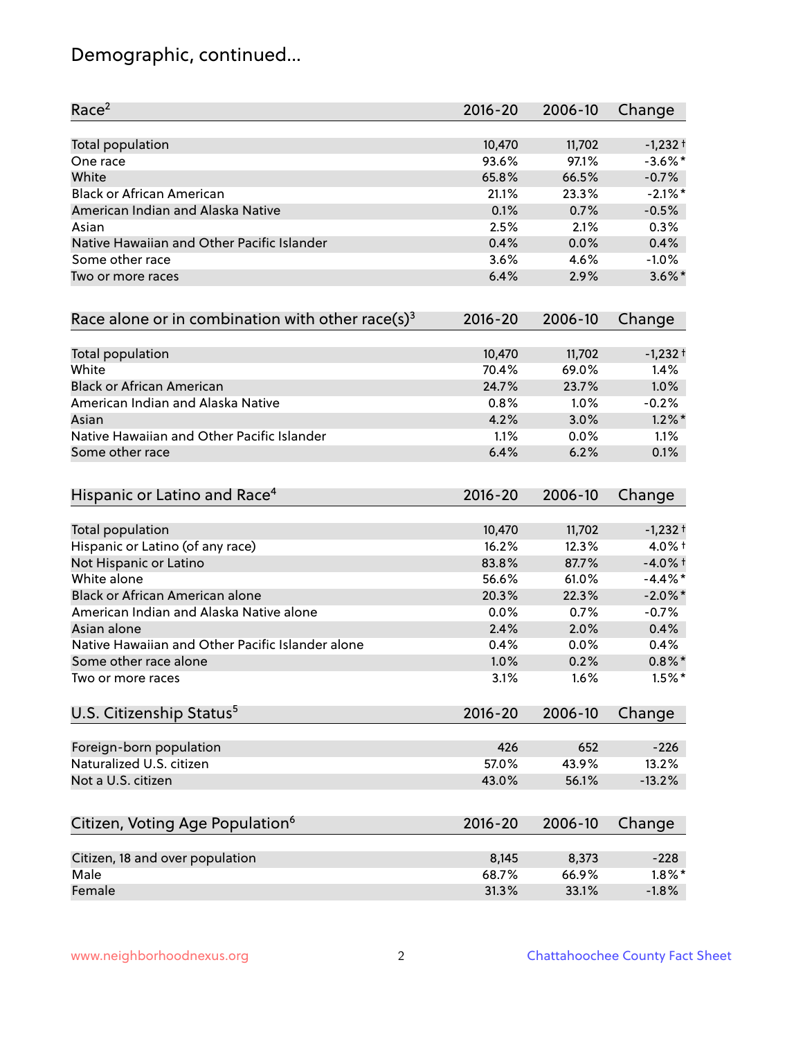# Demographic, continued...

| Race[2] | 2016-20 | 2006-10 | Change |
|---|---|---|---|
| Total population | 10,470 | 11,702 | -1,232 † |
| One race | 93.6% | 97.1% | -3.6% * |
| White | 65.8% | 66.5% | -0.7% |
| Black or African American | 21.1% | 23.3% | -2.1% * |
| American Indian and Alaska Native | 0.1% | 0.7% | -0.5% |
| Asian | 2.5% | 2.1% | 0.3% |
| Native Hawaiian and Other Pacific Islander | 0.4% | 0.0% | 0.4% |
| Some other race | 3.6% | 4.6% | -1.0% |
| Two or more races | 6.4% | 2.9% | 3.6% * |

| Race alone or in combination with other race(s)[3] | 2016-20 | 2006-10 | Change |
|---|---|---|---|
| Total population | 10,470 | 11,702 | -1,232 † |
| White | 70.4% | 69.0% | 1.4% |
| Black or African American | 24.7% | 23.7% | 1.0% |
| American Indian and Alaska Native | 0.8% | 1.0% | -0.2% |
| Asian | 4.2% | 3.0% | 1.2% * |
| Native Hawaiian and Other Pacific Islander | 1.1% | 0.0% | 1.1% |
| Some other race | 6.4% | 6.2% | 0.1% |

| Hispanic or Latino and Race[4] | 2016-20 | 2006-10 | Change |
|---|---|---|---|
| Total population | 10,470 | 11,702 | -1,232 † |
| Hispanic or Latino (of any race) | 16.2% | 12.3% | 4.0% † |
| Not Hispanic or Latino | 83.8% | 87.7% | -4.0% † |
| White alone | 56.6% | 61.0% | -4.4% * |
| Black or African American alone | 20.3% | 22.3% | -2.0% * |
| American Indian and Alaska Native alone | 0.0% | 0.7% | -0.7% |
| Asian alone | 2.4% | 2.0% | 0.4% |
| Native Hawaiian and Other Pacific Islander alone | 0.4% | 0.0% | 0.4% |
| Some other race alone | 1.0% | 0.2% | 0.8% * |
| Two or more races | 3.1% | 1.6% | 1.5% * |

| U.S. Citizenship Status[5] | 2016-20 | 2006-10 | Change |
|---|---|---|---|
| Foreign-born population | 426 | 652 | -226 |
| Naturalized U.S. citizen | 57.0% | 43.9% | 13.2% |
| Not a U.S. citizen | 43.0% | 56.1% | -13.2% |

| Citizen, Voting Age Population[6] | 2016-20 | 2006-10 | Change |
|---|---|---|---|
| Citizen, 18 and over population | 8,145 | 8,373 | -228 |
| Male | 68.7% | 66.9% | 1.8% * |
| Female | 31.3% | 33.1% | -1.8% |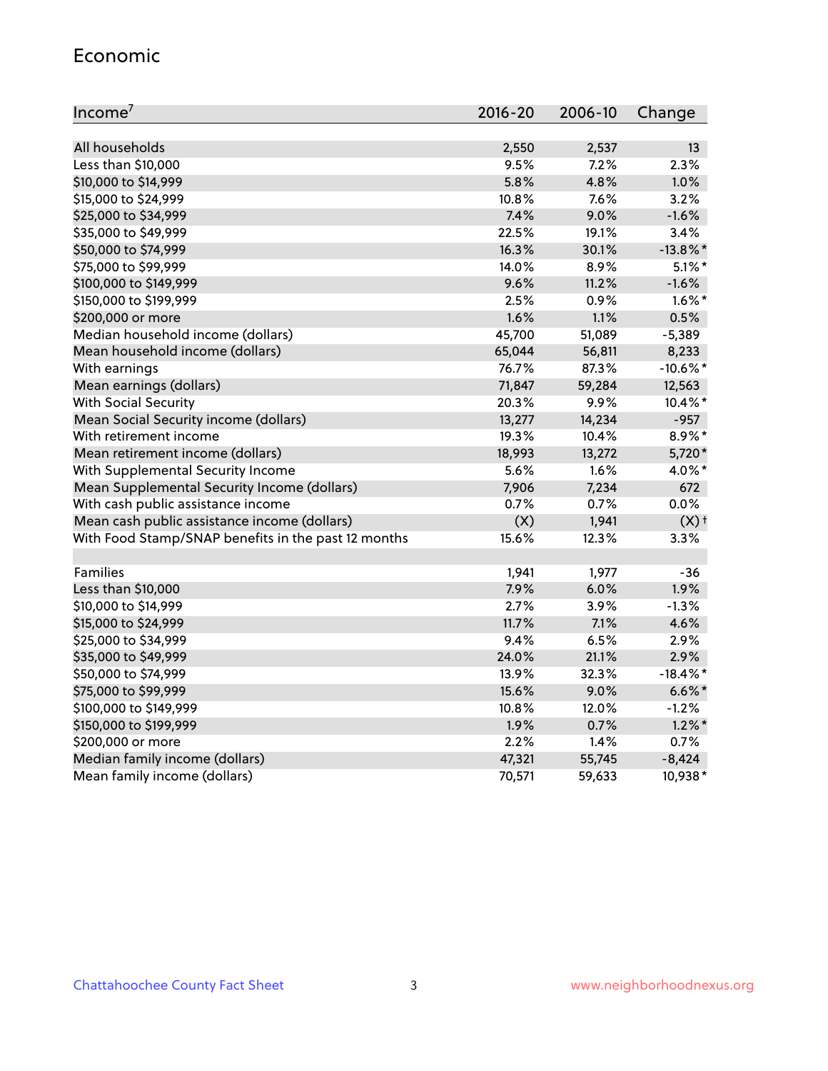## Economic

| Income[7] | 2016-20 | 2006-10 | Change |
|---|---|---|---|
| All households | 2,550 | 2,537 | 13 |
| Less than $10,000 | 9.5% | 7.2% | 2.3% |
| $10,000 to $14,999 | 5.8% | 4.8% | 1.0% |
| $15,000 to $24,999 | 10.8% | 7.6% | 3.2% |
| $25,000 to $34,999 | 7.4% | 9.0% | -1.6% |
| $35,000 to $49,999 | 22.5% | 19.1% | 3.4% |
| $50,000 to $74,999 | 16.3% | 30.1% | -13.8%* |
| $75,000 to $99,999 | 14.0% | 8.9% | 5.1%* |
| $100,000 to $149,999 | 9.6% | 11.2% | -1.6% |
| $150,000 to $199,999 | 2.5% | 0.9% | 1.6%* |
| $200,000 or more | 1.6% | 1.1% | 0.5% |
| Median household income (dollars) | 45,700 | 51,089 | -5,389 |
| Mean household income (dollars) | 65,044 | 56,811 | 8,233 |
| With earnings | 76.7% | 87.3% | -10.6%* |
| Mean earnings (dollars) | 71,847 | 59,284 | 12,563 |
| With Social Security | 20.3% | 9.9% | 10.4%* |
| Mean Social Security income (dollars) | 13,277 | 14,234 | -957 |
| With retirement income | 19.3% | 10.4% | 8.9%* |
| Mean retirement income (dollars) | 18,993 | 13,272 | 5,720* |
| With Supplemental Security Income | 5.6% | 1.6% | 4.0%* |
| Mean Supplemental Security Income (dollars) | 7,906 | 7,234 | 672 |
| With cash public assistance income | 0.7% | 0.7% | 0.0% |
| Mean cash public assistance income (dollars) | (X) | 1,941 | (X)† |
| With Food Stamp/SNAP benefits in the past 12 months | 15.6% | 12.3% | 3.3% |
| | | | |
| Families | 1,941 | 1,977 | -36 |
| Less than $10,000 | 7.9% | 6.0% | 1.9% |
| $10,000 to $14,999 | 2.7% | 3.9% | -1.3% |
| $15,000 to $24,999 | 11.7% | 7.1% | 4.6% |
| $25,000 to $34,999 | 9.4% | 6.5% | 2.9% |
| $35,000 to $49,999 | 24.0% | 21.1% | 2.9% |
| $50,000 to $74,999 | 13.9% | 32.3% | -18.4%* |
| $75,000 to $99,999 | 15.6% | 9.0% | 6.6%* |
| $100,000 to $149,999 | 10.8% | 12.0% | -1.2% |
| $150,000 to $199,999 | 1.9% | 0.7% | 1.2%* |
| $200,000 or more | 2.2% | 1.4% | 0.7% |
| Median family income (dollars) | 47,321 | 55,745 | -8,424 |
| Mean family income (dollars) | 70,571 | 59,633 | 10,938* |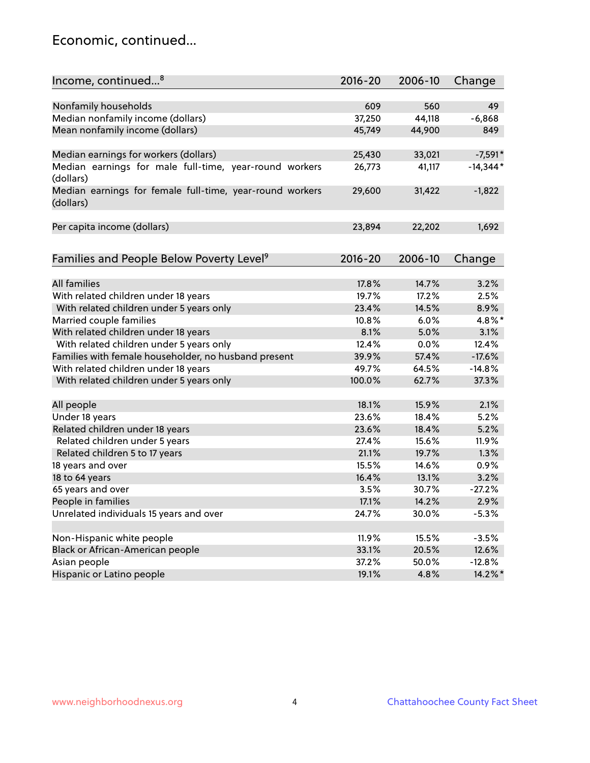## Economic, continued...

| Income, continued...[8] | 2016-20 | 2006-10 | Change |
|---|---|---|---|
| Nonfamily households | 609 | 560 | 49 |
| Median nonfamily income (dollars) | 37,250 | 44,118 | -6,868 |
| Mean nonfamily income (dollars) | 45,749 | 44,900 | 849 |
| Median earnings for workers (dollars) | 25,430 | 33,021 | -7,591* |
| Median earnings for male full-time, year-round workers (dollars) | 26,773 | 41,117 | -14,344* |
| Median earnings for female full-time, year-round workers (dollars) | 29,600 | 31,422 | -1,822 |
| Per capita income (dollars) | 23,894 | 22,202 | 1,692 |

| Families and People Below Poverty Level[9] | 2016-20 | 2006-10 | Change |
|---|---|---|---|
| All families | 17.8% | 14.7% | 3.2% |
| With related children under 18 years | 19.7% | 17.2% | 2.5% |
| With related children under 5 years only | 23.4% | 14.5% | 8.9% |
| Married couple families | 10.8% | 6.0% | 4.8%* |
| With related children under 18 years | 8.1% | 5.0% | 3.1% |
| With related children under 5 years only | 12.4% | 0.0% | 12.4% |
| Families with female householder, no husband present | 39.9% | 57.4% | -17.6% |
| With related children under 18 years | 49.7% | 64.5% | -14.8% |
| With related children under 5 years only | 100.0% | 62.7% | 37.3% |
| All people | 18.1% | 15.9% | 2.1% |
| Under 18 years | 23.6% | 18.4% | 5.2% |
| Related children under 18 years | 23.6% | 18.4% | 5.2% |
| Related children under 5 years | 27.4% | 15.6% | 11.9% |
| Related children 5 to 17 years | 21.1% | 19.7% | 1.3% |
| 18 years and over | 15.5% | 14.6% | 0.9% |
| 18 to 64 years | 16.4% | 13.1% | 3.2% |
| 65 years and over | 3.5% | 30.7% | -27.2% |
| People in families | 17.1% | 14.2% | 2.9% |
| Unrelated individuals 15 years and over | 24.7% | 30.0% | -5.3% |
| Non-Hispanic white people | 11.9% | 15.5% | -3.5% |
| Black or African-American people | 33.1% | 20.5% | 12.6% |
| Asian people | 37.2% | 50.0% | -12.8% |
| Hispanic or Latino people | 19.1% | 4.8% | 14.2%* |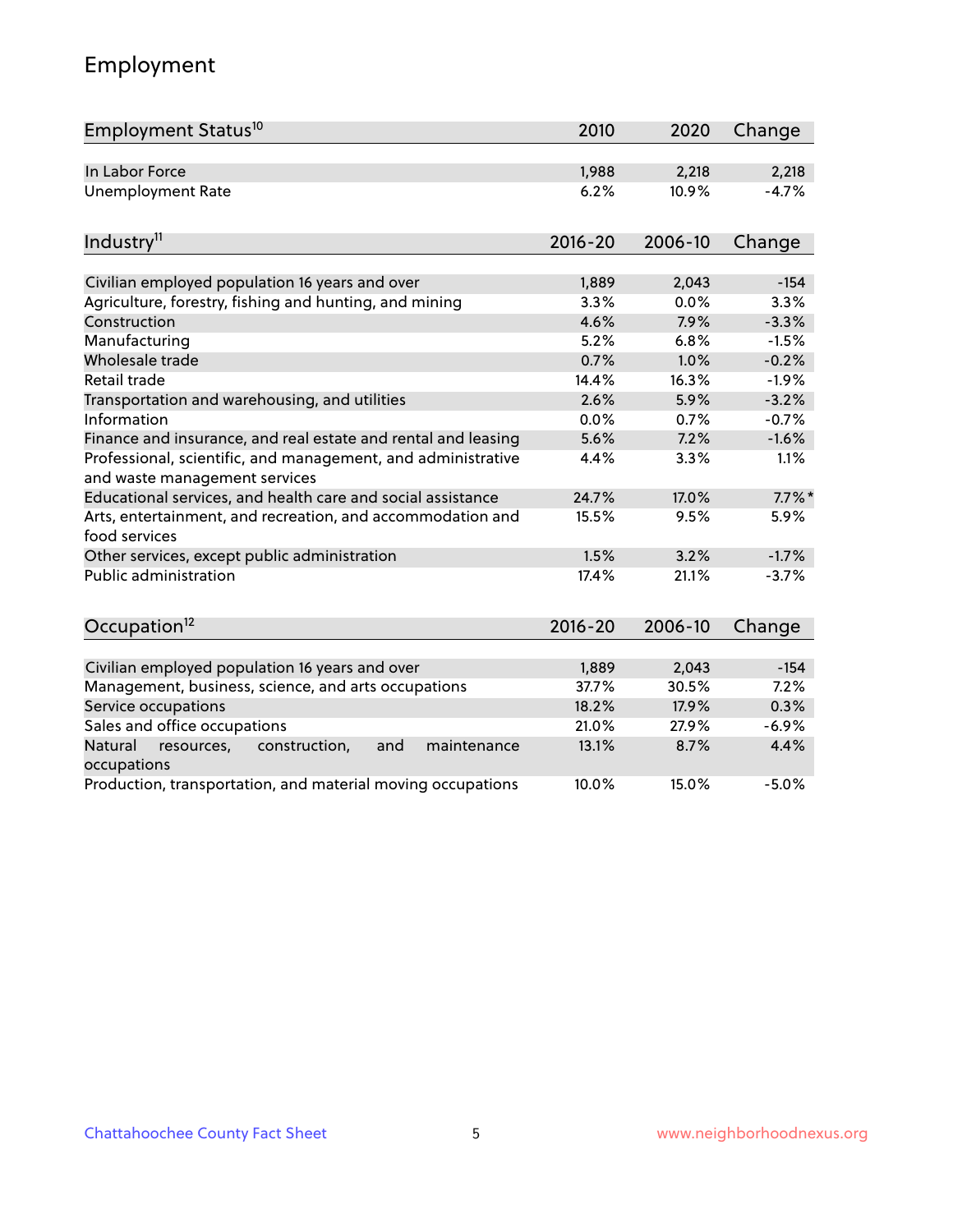## Employment

| Employment Status[10] | 2010 | 2020 | Change |
|---|---|---|---|
| In Labor Force | 1,988 | 2,218 | 2,218 |
| Unemployment Rate | 6.2% | 10.9% | -4.7% |

| Industry[11] | 2016-20 | 2006-10 | Change |
|---|---|---|---|
| Civilian employed population 16 years and over | 1,889 | 2,043 | -154 |
| Agriculture, forestry, fishing and hunting, and mining | 3.3% | 0.0% | 3.3% |
| Construction | 4.6% | 7.9% | -3.3% |
| Manufacturing | 5.2% | 6.8% | -1.5% |
| Wholesale trade | 0.7% | 1.0% | -0.2% |
| Retail trade | 14.4% | 16.3% | -1.9% |
| Transportation and warehousing, and utilities | 2.6% | 5.9% | -3.2% |
| Information | 0.0% | 0.7% | -0.7% |
| Finance and insurance, and real estate and rental and leasing | 5.6% | 7.2% | -1.6% |
| Professional, scientific, and management, and administrative and waste management services | 4.4% | 3.3% | 1.1% |
| Educational services, and health care and social assistance | 24.7% | 17.0% | 7.7%* |
| Arts, entertainment, and recreation, and accommodation and food services | 15.5% | 9.5% | 5.9% |
| Other services, except public administration | 1.5% | 3.2% | -1.7% |
| Public administration | 17.4% | 21.1% | -3.7% |

| Occupation[12] | 2016-20 | 2006-10 | Change |
|---|---|---|---|
| Civilian employed population 16 years and over | 1,889 | 2,043 | -154 |
| Management, business, science, and arts occupations | 37.7% | 30.5% | 7.2% |
| Service occupations | 18.2% | 17.9% | 0.3% |
| Sales and office occupations | 21.0% | 27.9% | -6.9% |
| Natural resources, construction, and maintenance occupations | 13.1% | 8.7% | 4.4% |
| Production, transportation, and material moving occupations | 10.0% | 15.0% | -5.0% |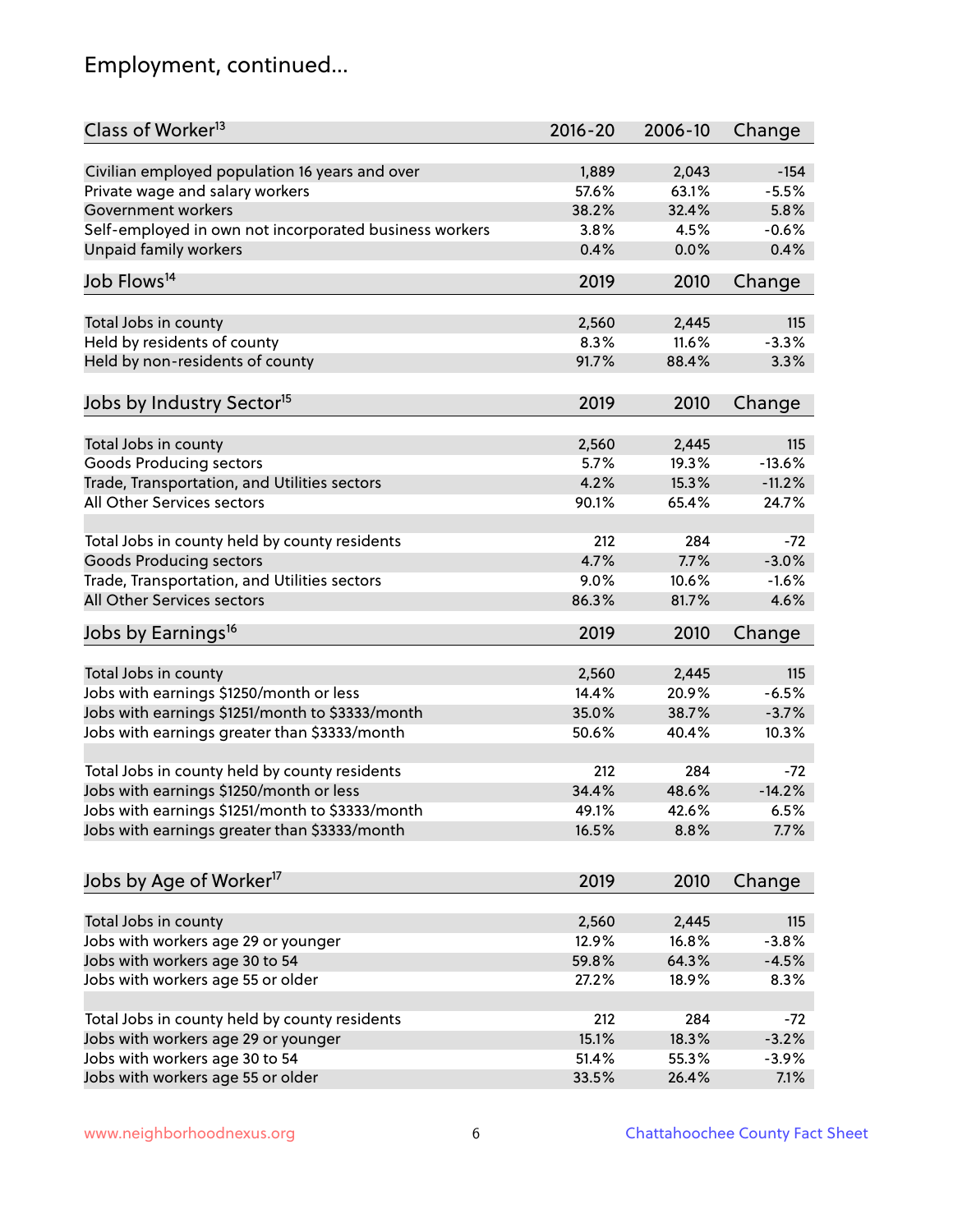## Employment, continued...

| Class of Worker[13] | 2016-20 | 2006-10 | Change |
|---|---|---|---|
| Civilian employed population 16 years and over | 1,889 | 2,043 | -154 |
| Private wage and salary workers | 57.6% | 63.1% | -5.5% |
| Government workers | 38.2% | 32.4% | 5.8% |
| Self-employed in own not incorporated business workers | 3.8% | 4.5% | -0.6% |
| Unpaid family workers | 0.4% | 0.0% | 0.4% |

| Job Flows[14] | 2019 | 2010 | Change |
|---|---|---|---|
| Total Jobs in county | 2,560 | 2,445 | 115 |
| Held by residents of county | 8.3% | 11.6% | -3.3% |
| Held by non-residents of county | 91.7% | 88.4% | 3.3% |

| Jobs by Industry Sector[15] | 2019 | 2010 | Change |
|---|---|---|---|
| Total Jobs in county | 2,560 | 2,445 | 115 |
| Goods Producing sectors | 5.7% | 19.3% | -13.6% |
| Trade, Transportation, and Utilities sectors | 4.2% | 15.3% | -11.2% |
| All Other Services sectors | 90.1% | 65.4% | 24.7% |
| | | | |
| Total Jobs in county held by county residents | 212 | 284 | -72 |
| Goods Producing sectors | 4.7% | 7.7% | -3.0% |
| Trade, Transportation, and Utilities sectors | 9.0% | 10.6% | -1.6% |
| All Other Services sectors | 86.3% | 81.7% | 4.6% |

| Jobs by Earnings[16] | 2019 | 2010 | Change |
|---|---|---|---|
| Total Jobs in county | 2,560 | 2,445 | 115 |
| Jobs with earnings $1250/month or less | 14.4% | 20.9% | -6.5% |
| Jobs with earnings $1251/month to $3333/month | 35.0% | 38.7% | -3.7% |
| Jobs with earnings greater than $3333/month | 50.6% | 40.4% | 10.3% |
| | | | |
| Total Jobs in county held by county residents | 212 | 284 | -72 |
| Jobs with earnings $1250/month or less | 34.4% | 48.6% | -14.2% |
| Jobs with earnings $1251/month to $3333/month | 49.1% | 42.6% | 6.5% |
| Jobs with earnings greater than $3333/month | 16.5% | 8.8% | 7.7% |

| Jobs by Age of Worker[17] | 2019 | 2010 | Change |
|---|---|---|---|
| Total Jobs in county | 2,560 | 2,445 | 115 |
| Jobs with workers age 29 or younger | 12.9% | 16.8% | -3.8% |
| Jobs with workers age 30 to 54 | 59.8% | 64.3% | -4.5% |
| Jobs with workers age 55 or older | 27.2% | 18.9% | 8.3% |
| | | | |
| Total Jobs in county held by county residents | 212 | 284 | -72 |
| Jobs with workers age 29 or younger | 15.1% | 18.3% | -3.2% |
| Jobs with workers age 30 to 54 | 51.4% | 55.3% | -3.9% |
| Jobs with workers age 55 or older | 33.5% | 26.4% | 7.1% |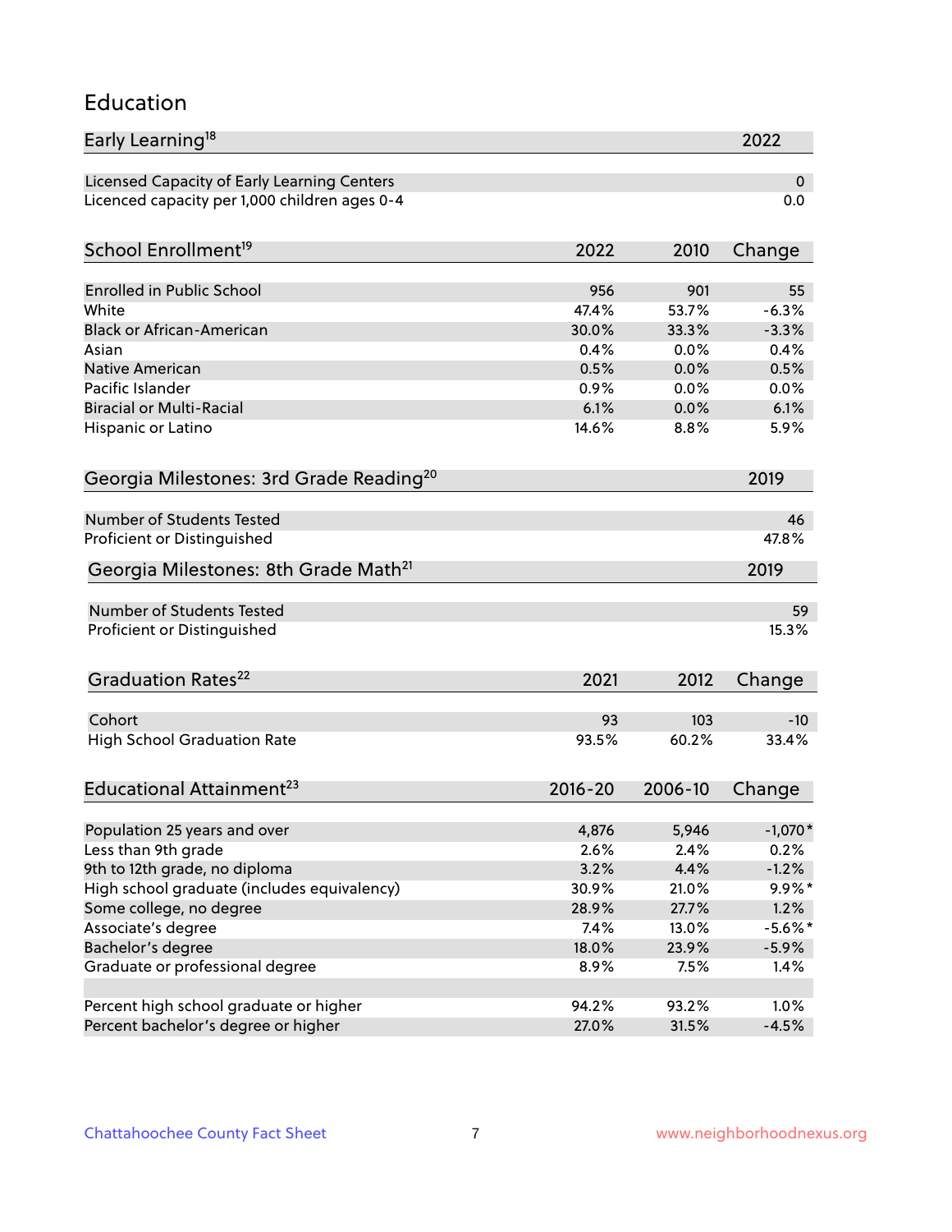## Education

| Early Learning[18] | 2022 |
|---|---|
| Licensed Capacity of Early Learning Centers | 0 |
| Licenced capacity per 1,000 children ages 0-4 | 0.0 |

| School Enrollment[19] | 2022 | 2010 | Change |
|---|---|---|---|
| Enrolled in Public School | 956 | 901 | 55 |
| White | 47.4% | 53.7% | -6.3% |
| Black or African-American | 30.0% | 33.3% | -3.3% |
| Asian | 0.4% | 0.0% | 0.4% |
| Native American | 0.5% | 0.0% | 0.5% |
| Pacific Islander | 0.9% | 0.0% | 0.0% |
| Biracial or Multi-Racial | 6.1% | 0.0% | 6.1% |
| Hispanic or Latino | 14.6% | 8.8% | 5.9% |

| Georgia Milestones: 3rd Grade Reading[20] | 2019 |
|---|---|
| Number of Students Tested | 46 |
| Proficient or Distinguished | 47.8% |

| Georgia Milestones: 8th Grade Math[21] | 2019 |
|---|---|
| Number of Students Tested | 59 |
| Proficient or Distinguished | 15.3% |

| Graduation Rates[22] | 2021 | 2012 | Change |
|---|---|---|---|
| Cohort | 93 | 103 | -10 |
| High School Graduation Rate | 93.5% | 60.2% | 33.4% |

| Educational Attainment[23] | 2016-20 | 2006-10 | Change |
|---|---|---|---|
| Population 25 years and over | 4,876 | 5,946 | -1,070* |
| Less than 9th grade | 2.6% | 2.4% | 0.2% |
| 9th to 12th grade, no diploma | 3.2% | 4.4% | -1.2% |
| High school graduate (includes equivalency) | 30.9% | 21.0% | 9.9%* |
| Some college, no degree | 28.9% | 27.7% | 1.2% |
| Associate's degree | 7.4% | 13.0% | -5.6%* |
| Bachelor's degree | 18.0% | 23.9% | -5.9% |
| Graduate or professional degree | 8.9% | 7.5% | 1.4% |
| | | | |
| Percent high school graduate or higher | 94.2% | 93.2% | 1.0% |
| Percent bachelor's degree or higher | 27.0% | 31.5% | -4.5% |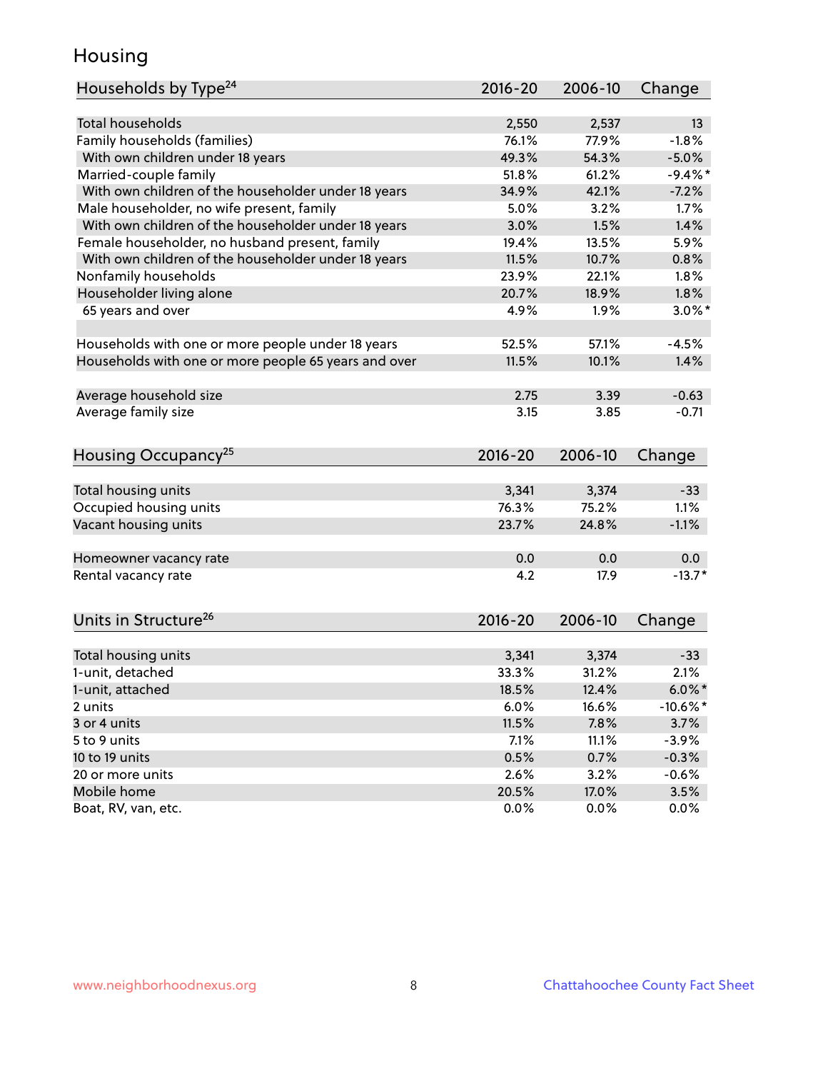# Housing

| Households by Type[24] | 2016-20 | 2006-10 | Change |
|---|---|---|---|
| Total households | 2,550 | 2,537 | 13 |
| Family households (families) | 76.1% | 77.9% | -1.8% |
| With own children under 18 years | 49.3% | 54.3% | -5.0% |
| Married-couple family | 51.8% | 61.2% | -9.4%* |
| With own children of the householder under 18 years | 34.9% | 42.1% | -7.2% |
| Male householder, no wife present, family | 5.0% | 3.2% | 1.7% |
| With own children of the householder under 18 years | 3.0% | 1.5% | 1.4% |
| Female householder, no husband present, family | 19.4% | 13.5% | 5.9% |
| With own children of the householder under 18 years | 11.5% | 10.7% | 0.8% |
| Nonfamily households | 23.9% | 22.1% | 1.8% |
| Householder living alone | 20.7% | 18.9% | 1.8% |
| 65 years and over | 4.9% | 1.9% | 3.0%* |
| Households with one or more people under 18 years | 52.5% | 57.1% | -4.5% |
| Households with one or more people 65 years and over | 11.5% | 10.1% | 1.4% |
| Average household size | 2.75 | 3.39 | -0.63 |
| Average family size | 3.15 | 3.85 | -0.71 |

| Housing Occupancy[25] | 2016-20 | 2006-10 | Change |
|---|---|---|---|
| Total housing units | 3,341 | 3,374 | -33 |
| Occupied housing units | 76.3% | 75.2% | 1.1% |
| Vacant housing units | 23.7% | 24.8% | -1.1% |
| Homeowner vacancy rate | 0.0 | 0.0 | 0.0 |
| Rental vacancy rate | 4.2 | 17.9 | -13.7* |

| Units in Structure[26] | 2016-20 | 2006-10 | Change |
|---|---|---|---|
| Total housing units | 3,341 | 3,374 | -33 |
| 1-unit, detached | 33.3% | 31.2% | 2.1% |
| 1-unit, attached | 18.5% | 12.4% | 6.0%* |
| 2 units | 6.0% | 16.6% | -10.6%* |
| 3 or 4 units | 11.5% | 7.8% | 3.7% |
| 5 to 9 units | 7.1% | 11.1% | -3.9% |
| 10 to 19 units | 0.5% | 0.7% | -0.3% |
| 20 or more units | 2.6% | 3.2% | -0.6% |
| Mobile home | 20.5% | 17.0% | 3.5% |
| Boat, RV, van, etc. | 0.0% | 0.0% | 0.0% |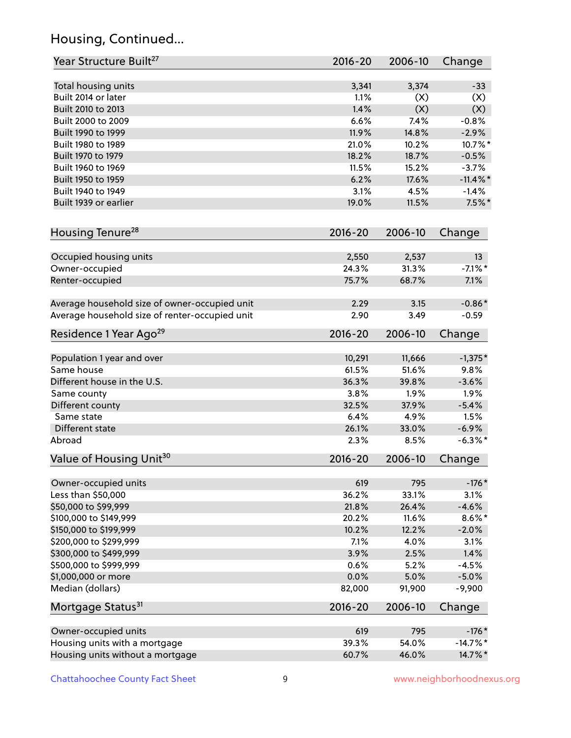## Housing, Continued...

| Year Structure Built[27] | 2016-20 | 2006-10 | Change |
|---|---|---|---|
| Total housing units | 3,341 | 3,374 | -33 |
| Built 2014 or later | 1.1% | (X) | (X) |
| Built 2010 to 2013 | 1.4% | (X) | (X) |
| Built 2000 to 2009 | 6.6% | 7.4% | -0.8% |
| Built 1990 to 1999 | 11.9% | 14.8% | -2.9% |
| Built 1980 to 1989 | 21.0% | 10.2% | 10.7%* |
| Built 1970 to 1979 | 18.2% | 18.7% | -0.5% |
| Built 1960 to 1969 | 11.5% | 15.2% | -3.7% |
| Built 1950 to 1959 | 6.2% | 17.6% | -11.4%* |
| Built 1940 to 1949 | 3.1% | 4.5% | -1.4% |
| Built 1939 or earlier | 19.0% | 11.5% | 7.5%* |

| Housing Tenure[28] | 2016-20 | 2006-10 | Change |
|---|---|---|---|
| Occupied housing units | 2,550 | 2,537 | 13 |
| Owner-occupied | 24.3% | 31.3% | -7.1%* |
| Renter-occupied | 75.7% | 68.7% | 7.1% |
| Average household size of owner-occupied unit | 2.29 | 3.15 | -0.86* |
| Average household size of renter-occupied unit | 2.90 | 3.49 | -0.59 |

| Residence 1 Year Ago[29] | 2016-20 | 2006-10 | Change |
|---|---|---|---|
| Population 1 year and over | 10,291 | 11,666 | -1,375* |
| Same house | 61.5% | 51.6% | 9.8% |
| Different house in the U.S. | 36.3% | 39.8% | -3.6% |
| Same county | 3.8% | 1.9% | 1.9% |
| Different county | 32.5% | 37.9% | -5.4% |
| Same state | 6.4% | 4.9% | 1.5% |
| Different state | 26.1% | 33.0% | -6.9% |
| Abroad | 2.3% | 8.5% | -6.3%* |

| Value of Housing Unit[30] | 2016-20 | 2006-10 | Change |
|---|---|---|---|
| Owner-occupied units | 619 | 795 | -176* |
| Less than $50,000 | 36.2% | 33.1% | 3.1% |
| $50,000 to $99,999 | 21.8% | 26.4% | -4.6% |
| $100,000 to $149,999 | 20.2% | 11.6% | 8.6%* |
| $150,000 to $199,999 | 10.2% | 12.2% | -2.0% |
| $200,000 to $299,999 | 7.1% | 4.0% | 3.1% |
| $300,000 to $499,999 | 3.9% | 2.5% | 1.4% |
| $500,000 to $999,999 | 0.6% | 5.2% | -4.5% |
| $1,000,000 or more | 0.0% | 5.0% | -5.0% |
| Median (dollars) | 82,000 | 91,900 | -9,900 |

| Mortgage Status[31] | 2016-20 | 2006-10 | Change |
|---|---|---|---|
| Owner-occupied units | 619 | 795 | -176* |
| Housing units with a mortgage | 39.3% | 54.0% | -14.7%* |
| Housing units without a mortgage | 60.7% | 46.0% | 14.7%* |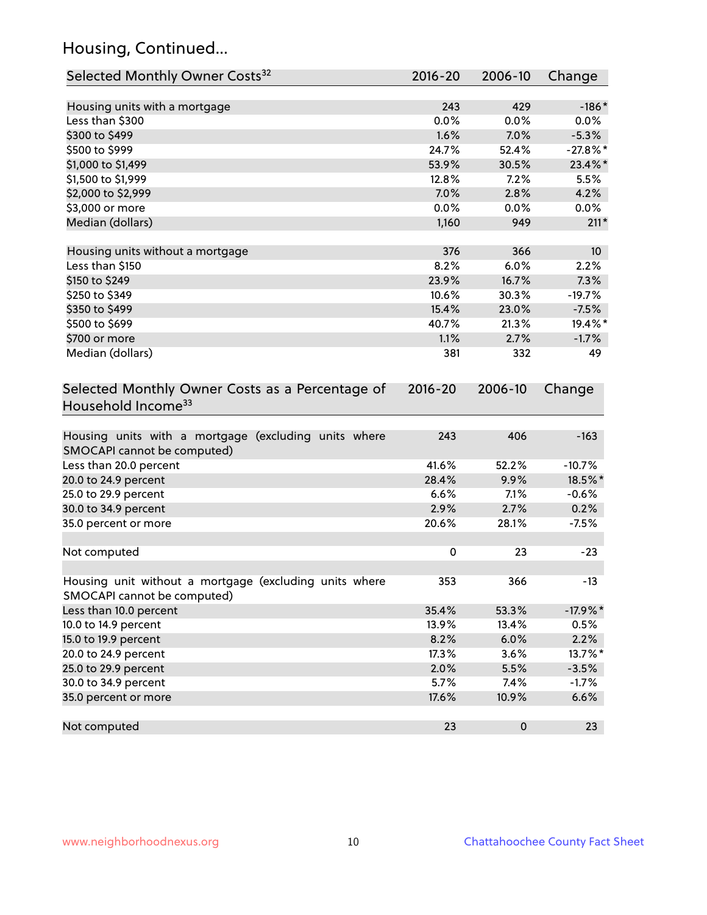# Housing, Continued...

| Selected Monthly Owner Costs[32] | 2016-20 | 2006-10 | Change |
|---|---|---|---|
| Housing units with a mortgage | 243 | 429 | -186* |
| Less than $300 | 0.0% | 0.0% | 0.0% |
| $300 to $499 | 1.6% | 7.0% | -5.3% |
| $500 to $999 | 24.7% | 52.4% | -27.8%* |
| $1,000 to $1,499 | 53.9% | 30.5% | 23.4%* |
| $1,500 to $1,999 | 12.8% | 7.2% | 5.5% |
| $2,000 to $2,999 | 7.0% | 2.8% | 4.2% |
| $3,000 or more | 0.0% | 0.0% | 0.0% |
| Median (dollars) | 1,160 | 949 | 211* |
| | | | |
| Housing units without a mortgage | 376 | 366 | 10 |
| Less than $150 | 8.2% | 6.0% | 2.2% |
| $150 to $249 | 23.9% | 16.7% | 7.3% |
| $250 to $349 | 10.6% | 30.3% | -19.7% |
| $350 to $499 | 15.4% | 23.0% | -7.5% |
| $500 to $699 | 40.7% | 21.3% | 19.4%* |
| $700 or more | 1.1% | 2.7% | -1.7% |
| Median (dollars) | 381 | 332 | 49 |

| Selected Monthly Owner Costs as a Percentage of Household Income[33] | 2016-20 | 2006-10 | Change |
|---|---|---|---|
| Housing units with a mortgage (excluding units where SMOCAPI cannot be computed) | 243 | 406 | -163 |
| Less than 20.0 percent | 41.6% | 52.2% | -10.7% |
| 20.0 to 24.9 percent | 28.4% | 9.9% | 18.5%* |
| 25.0 to 29.9 percent | 6.6% | 7.1% | -0.6% |
| 30.0 to 34.9 percent | 2.9% | 2.7% | 0.2% |
| 35.0 percent or more | 20.6% | 28.1% | -7.5% |
| | | | |
| Not computed | 0 | 23 | -23 |
| | | | |
| Housing unit without a mortgage (excluding units where SMOCAPI cannot be computed) | 353 | 366 | -13 |
| Less than 10.0 percent | 35.4% | 53.3% | -17.9%* |
| 10.0 to 14.9 percent | 13.9% | 13.4% | 0.5% |
| 15.0 to 19.9 percent | 8.2% | 6.0% | 2.2% |
| 20.0 to 24.9 percent | 17.3% | 3.6% | 13.7%* |
| 25.0 to 29.9 percent | 2.0% | 5.5% | -3.5% |
| 30.0 to 34.9 percent | 5.7% | 7.4% | -1.7% |
| 35.0 percent or more | 17.6% | 10.9% | 6.6% |
| | | | |
| Not computed | 23 | 0 | 23 |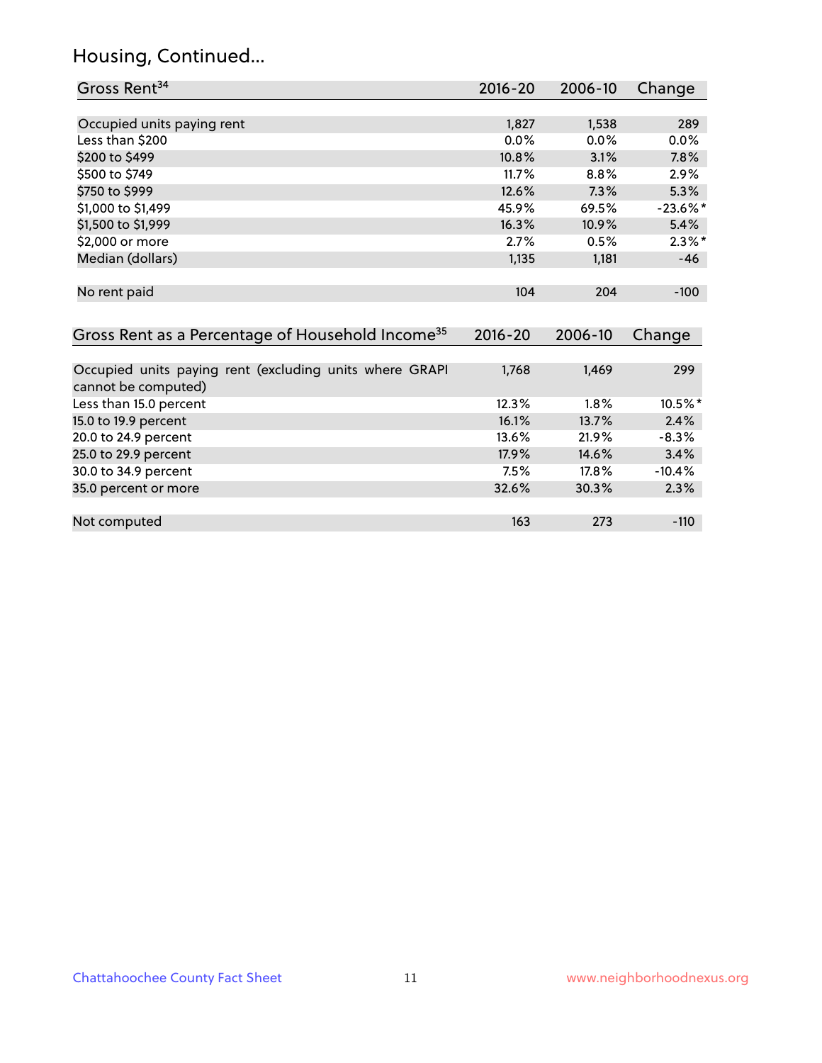## Housing, Continued...

| Gross Rent[34] | 2016-20 | 2006-10 | Change |
|---|---|---|---|
| Occupied units paying rent | 1,827 | 1,538 | 289 |
| Less than $200 | 0.0% | 0.0% | 0.0% |
| $200 to $499 | 10.8% | 3.1% | 7.8% |
| $500 to $749 | 11.7% | 8.8% | 2.9% |
| $750 to $999 | 12.6% | 7.3% | 5.3% |
| $1,000 to $1,499 | 45.9% | 69.5% | -23.6%* |
| $1,500 to $1,999 | 16.3% | 10.9% | 5.4% |
| $2,000 or more | 2.7% | 0.5% | 2.3%* |
| Median (dollars) | 1,135 | 1,181 | -46 |
| No rent paid | 104 | 204 | -100 |

| Gross Rent as a Percentage of Household Income[35] | 2016-20 | 2006-10 | Change |
|---|---|---|---|
| Occupied units paying rent (excluding units where GRAPI cannot be computed) | 1,768 | 1,469 | 299 |
| Less than 15.0 percent | 12.3% | 1.8% | 10.5%* |
| 15.0 to 19.9 percent | 16.1% | 13.7% | 2.4% |
| 20.0 to 24.9 percent | 13.6% | 21.9% | -8.3% |
| 25.0 to 29.9 percent | 17.9% | 14.6% | 3.4% |
| 30.0 to 34.9 percent | 7.5% | 17.8% | -10.4% |
| 35.0 percent or more | 32.6% | 30.3% | 2.3% |
| Not computed | 163 | 273 | -110 |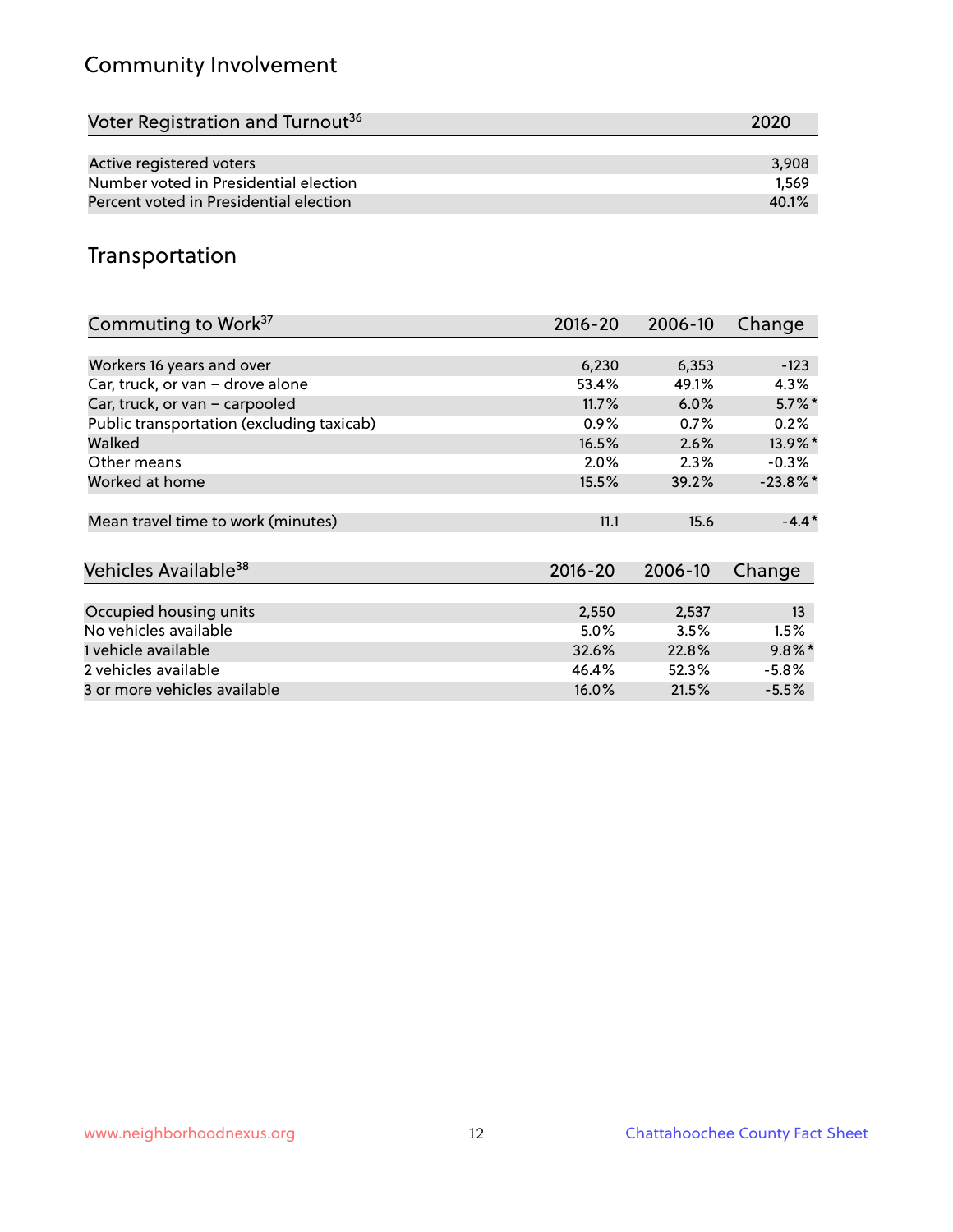## Community Involvement

| Voter Registration and Turnout[36] | 2020 |
|---|---|
| Active registered voters | 3,908 |
| Number voted in Presidential election | 1,569 |
| Percent voted in Presidential election | 40.1% |

## Transportation

| Commuting to Work[37] | 2016-20 | 2006-10 | Change |
|---|---|---|---|
| Workers 16 years and over | 6,230 | 6,353 | -123 |
| Car, truck, or van – drove alone | 53.4% | 49.1% | 4.3% |
| Car, truck, or van – carpooled | 11.7% | 6.0% | 5.7%* |
| Public transportation (excluding taxicab) | 0.9% | 0.7% | 0.2% |
| Walked | 16.5% | 2.6% | 13.9%* |
| Other means | 2.0% | 2.3% | -0.3% |
| Worked at home | 15.5% | 39.2% | -23.8%* |
| Mean travel time to work (minutes) | 11.1 | 15.6 | -4.4* |

| Vehicles Available[38] | 2016-20 | 2006-10 | Change |
|---|---|---|---|
| Occupied housing units | 2,550 | 2,537 | 13 |
| No vehicles available | 5.0% | 3.5% | 1.5% |
| 1 vehicle available | 32.6% | 22.8% | 9.8%* |
| 2 vehicles available | 46.4% | 52.3% | -5.8% |
| 3 or more vehicles available | 16.0% | 21.5% | -5.5% |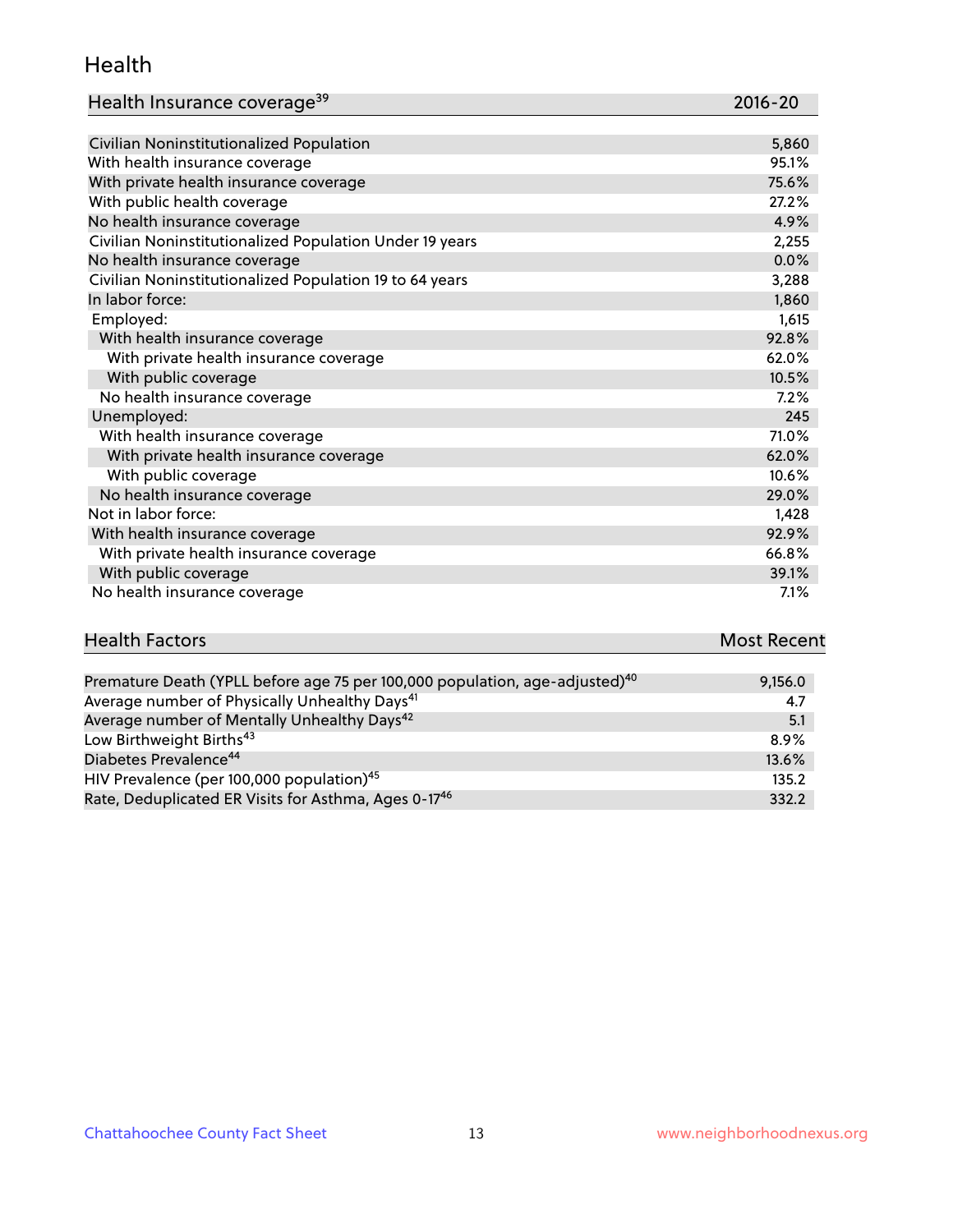## Health

| Health Insurance coverage[39] | 2016-20 |
|---|---|
| Civilian Noninstitutionalized Population | 5,860 |
| With health insurance coverage | 95.1% |
| With private health insurance coverage | 75.6% |
| With public health coverage | 27.2% |
| No health insurance coverage | 4.9% |
| Civilian Noninstitutionalized Population Under 19 years | 2,255 |
| No health insurance coverage | 0.0% |
| Civilian Noninstitutionalized Population 19 to 64 years | 3,288 |
| In labor force: | 1,860 |
| Employed: | 1,615 |
| With health insurance coverage | 92.8% |
| With private health insurance coverage | 62.0% |
| With public coverage | 10.5% |
| No health insurance coverage | 7.2% |
| Unemployed: | 245 |
| With health insurance coverage | 71.0% |
| With private health insurance coverage | 62.0% |
| With public coverage | 10.6% |
| No health insurance coverage | 29.0% |
| Not in labor force: | 1,428 |
| With health insurance coverage | 92.9% |
| With private health insurance coverage | 66.8% |
| With public coverage | 39.1% |
| No health insurance coverage | 7.1% |

| Health Factors | Most Recent |
|---|---|
| Premature Death (YPLL before age 75 per 100,000 population, age-adjusted)[40] | 9,156.0 |
| Average number of Physically Unhealthy Days[41] | 4.7 |
| Average number of Mentally Unhealthy Days[42] | 5.1 |
| Low Birthweight Births[43] | 8.9% |
| Diabetes Prevalence[44] | 13.6% |
| HIV Prevalence (per 100,000 population)[45] | 135.2 |
| Rate, Deduplicated ER Visits for Asthma, Ages 0-17[46] | 332.2 |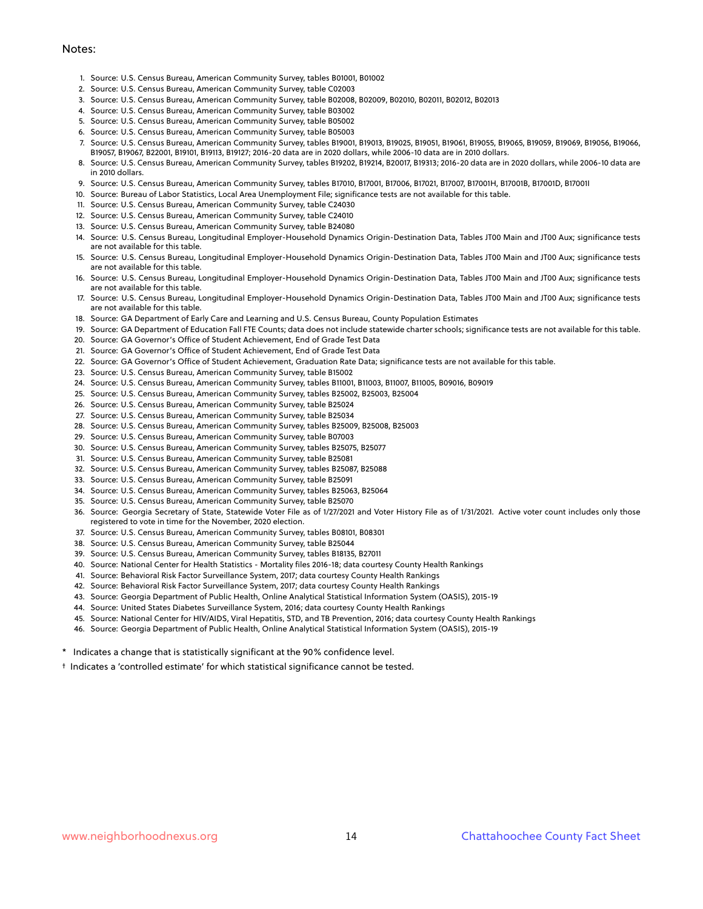Notes:

1. Source: U.S. Census Bureau, American Community Survey, tables B01001, B01002
2. Source: U.S. Census Bureau, American Community Survey, table C02003
3. Source: U.S. Census Bureau, American Community Survey, table B02008, B02009, B02010, B02011, B02012, B02013
4. Source: U.S. Census Bureau, American Community Survey, table B03002
5. Source: U.S. Census Bureau, American Community Survey, table B05002
6. Source: U.S. Census Bureau, American Community Survey, table B05003
7. Source: U.S. Census Bureau, American Community Survey, tables B19001, B19013, B19025, B19051, B19061, B19055, B19065, B19059, B19069, B19056, B19066, B19057, B19067, B22001, B19101, B19113, B19127; 2016-20 data are in 2020 dollars, while 2006-10 data are in 2010 dollars.
8. Source: U.S. Census Bureau, American Community Survey, tables B19202, B19214, B20017, B19313; 2016-20 data are in 2020 dollars, while 2006-10 data are in 2010 dollars.
9. Source: U.S. Census Bureau, American Community Survey, tables B17010, B17001, B17006, B17021, B17007, B17001H, B17001B, B17001D, B17001I
10. Source: Bureau of Labor Statistics, Local Area Unemployment File; significance tests are not available for this table.
11. Source: U.S. Census Bureau, American Community Survey, table C24030
12. Source: U.S. Census Bureau, American Community Survey, table C24010
13. Source: U.S. Census Bureau, American Community Survey, table B24080
14. Source: U.S. Census Bureau, Longitudinal Employer-Household Dynamics Origin-Destination Data, Tables JT00 Main and JT00 Aux; significance tests are not available for this table.
15. Source: U.S. Census Bureau, Longitudinal Employer-Household Dynamics Origin-Destination Data, Tables JT00 Main and JT00 Aux; significance tests are not available for this table.
16. Source: U.S. Census Bureau, Longitudinal Employer-Household Dynamics Origin-Destination Data, Tables JT00 Main and JT00 Aux; significance tests are not available for this table.
17. Source: U.S. Census Bureau, Longitudinal Employer-Household Dynamics Origin-Destination Data, Tables JT00 Main and JT00 Aux; significance tests are not available for this table.
18. Source: GA Department of Early Care and Learning and U.S. Census Bureau, County Population Estimates
19. Source: GA Department of Education Fall FTE Counts; data does not include statewide charter schools; significance tests are not available for this table.
20. Source: GA Governor's Office of Student Achievement, End of Grade Test Data
21. Source: GA Governor's Office of Student Achievement, End of Grade Test Data
22. Source: GA Governor's Office of Student Achievement, Graduation Rate Data; significance tests are not available for this table.
23. Source: U.S. Census Bureau, American Community Survey, table B15002
24. Source: U.S. Census Bureau, American Community Survey, tables B11001, B11003, B11007, B11005, B09016, B09019
25. Source: U.S. Census Bureau, American Community Survey, tables B25002, B25003, B25004
26. Source: U.S. Census Bureau, American Community Survey, table B25024
27. Source: U.S. Census Bureau, American Community Survey, table B25034
28. Source: U.S. Census Bureau, American Community Survey, tables B25009, B25008, B25003
29. Source: U.S. Census Bureau, American Community Survey, table B07003
30. Source: U.S. Census Bureau, American Community Survey, tables B25075, B25077
31. Source: U.S. Census Bureau, American Community Survey, table B25081
32. Source: U.S. Census Bureau, American Community Survey, tables B25087, B25088
33. Source: U.S. Census Bureau, American Community Survey, table B25091
34. Source: U.S. Census Bureau, American Community Survey, tables B25063, B25064
35. Source: U.S. Census Bureau, American Community Survey, table B25070
36. Source: Georgia Secretary of State, Statewide Voter File as of 1/27/2021 and Voter History File as of 1/31/2021. Active voter count includes only those registered to vote in time for the November, 2020 election.
37. Source: U.S. Census Bureau, American Community Survey, tables B08101, B08301
38. Source: U.S. Census Bureau, American Community Survey, table B25044
39. Source: U.S. Census Bureau, American Community Survey, tables B18135, B27011
40. Source: National Center for Health Statistics - Mortality files 2016-18; data courtesy County Health Rankings
41. Source: Behavioral Risk Factor Surveillance System, 2017; data courtesy County Health Rankings
42. Source: Behavioral Risk Factor Surveillance System, 2017; data courtesy County Health Rankings
43. Source: Georgia Department of Public Health, Online Analytical Statistical Information System (OASIS), 2015-19
44. Source: United States Diabetes Surveillance System, 2016; data courtesy County Health Rankings
45. Source: National Center for HIV/AIDS, Viral Hepatitis, STD, and TB Prevention, 2016; data courtesy County Health Rankings
46. Source: Georgia Department of Public Health, Online Analytical Statistical Information System (OASIS), 2015-19

\* Indicates a change that is statistically significant at the 90% confidence level.

† Indicates a 'controlled estimate' for which statistical significance cannot be tested.